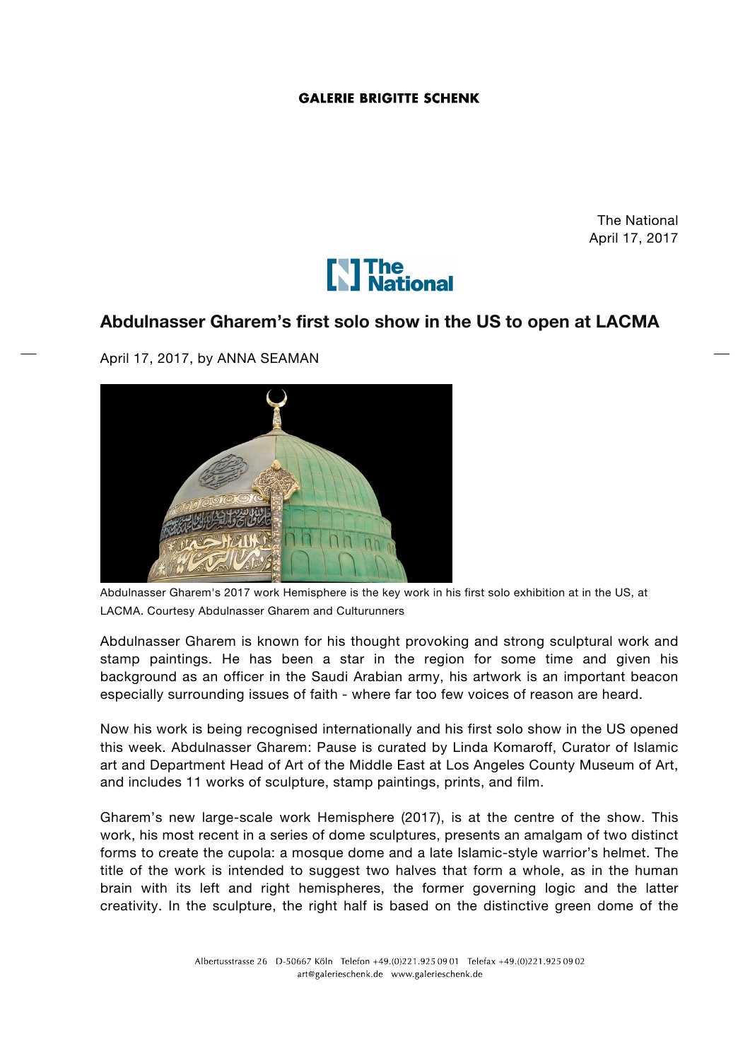GALERIE BRIGITTE SCHENK

The National
April 17, 2017

## Abdulnasser Gharem's first solo show in the US to open at LACMA

April 17, 2017, by ANNA SEAMAN

Abdulnasser Gharem's 2017 work Hemisphere is the key work in his first solo exhibition at in the US, at LACMA. Courtesy Abdulnasser Gharem and Culturunners

Abdulnasser Gharem is known for his thought provoking and strong sculptural work and stamp paintings. He has been a star in the region for some time and given his background as an officer in the Saudi Arabian army, his artwork is an important beacon especially surrounding issues of faith - where far too few voices of reason are heard.

Now his work is being recognised internationally and his first solo show in the US opened this week. Abdulnasser Gharem: Pause is curated by Linda Komaroff, Curator of Islamic art and Department Head of Art of the Middle East at Los Angeles County Museum of Art, and includes 11 works of sculpture, stamp paintings, prints, and film.

Gharem's new large-scale work Hemisphere (2017), is at the centre of the show. This work, his most recent in a series of dome sculptures, presents an amalgam of two distinct forms to create the cupola: a mosque dome and a late Islamic-style warrior's helmet. The title of the work is intended to suggest two halves that form a whole, as in the human brain with its left and right hemispheres, the former governing logic and the latter creativity. In the sculpture, the right half is based on the distinctive green dome of the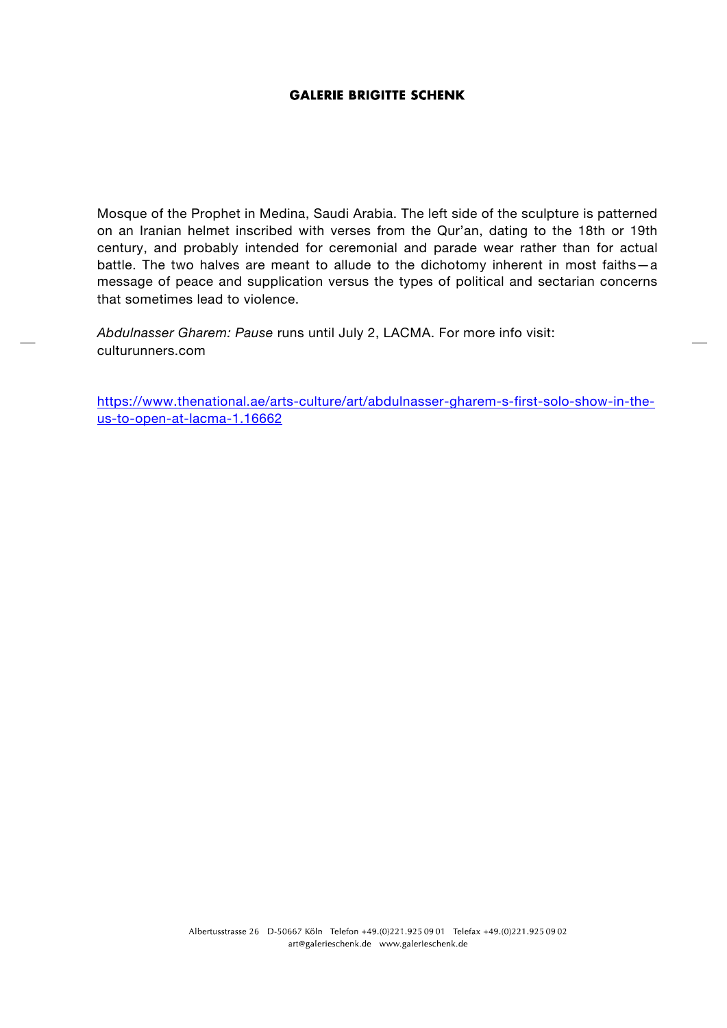Mosque of the Prophet in Medina, Saudi Arabia. The left side of the sculpture is patterned on an Iranian helmet inscribed with verses from the Qur'an, dating to the 18th or 19th century, and probably intended for ceremonial and parade wear rather than for actual battle. The two halves are meant to allude to the dichotomy inherent in most faiths—a message of peace and supplication versus the types of political and sectarian concerns that sometimes lead to violence.

*Abdulnasser Gharem: Pause* runs until July 2, LACMA. For more info visit: culturunners.com

https://www.thenational.ae/arts-culture/art/abdulnasser-gharem-s-first-solo-show-in-the-us-to-open-at-lacma-1.16662